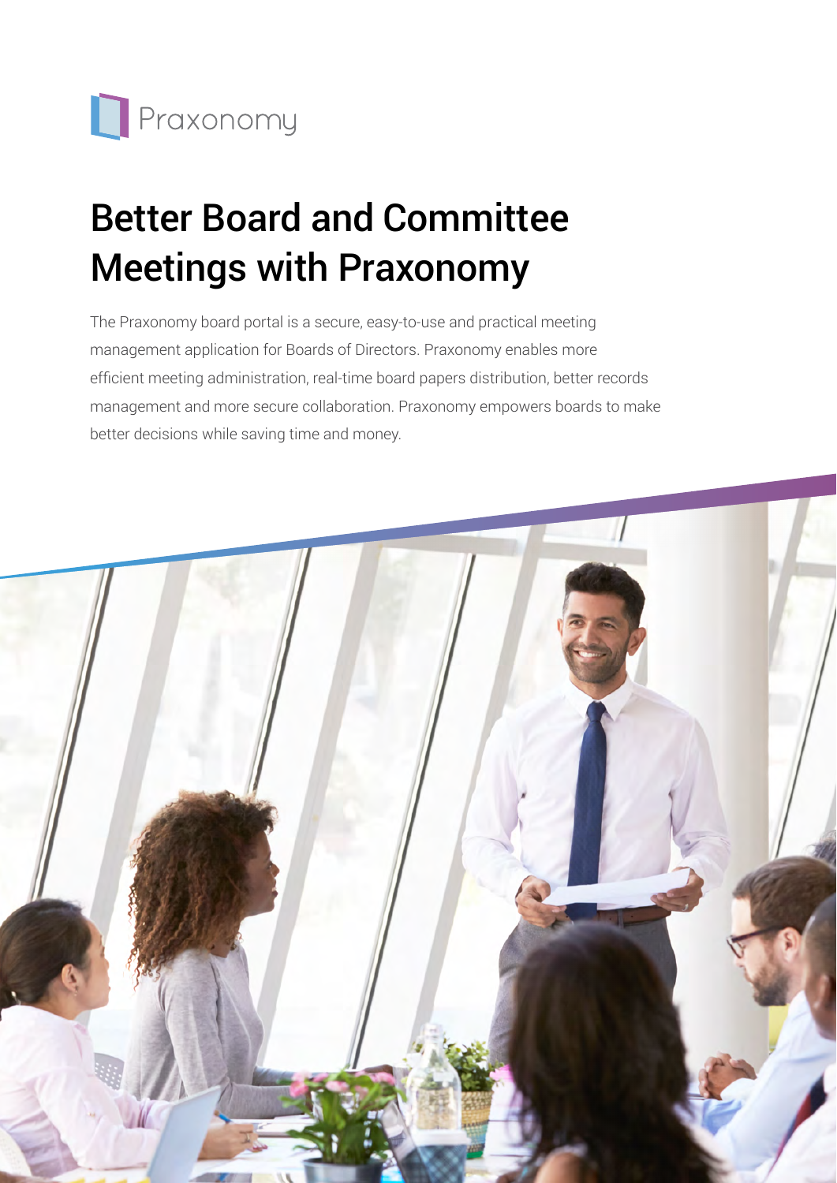Praxonomy

# Better Board and Committee Meetings with Praxonomy

The Praxonomy board portal is a secure, easy-to-use and practical meeting management application for Boards of Directors. Praxonomy enables more efficient meeting administration, real-time board papers distribution, better records management and more secure collaboration. Praxonomy empowers boards to make better decisions while saving time and money.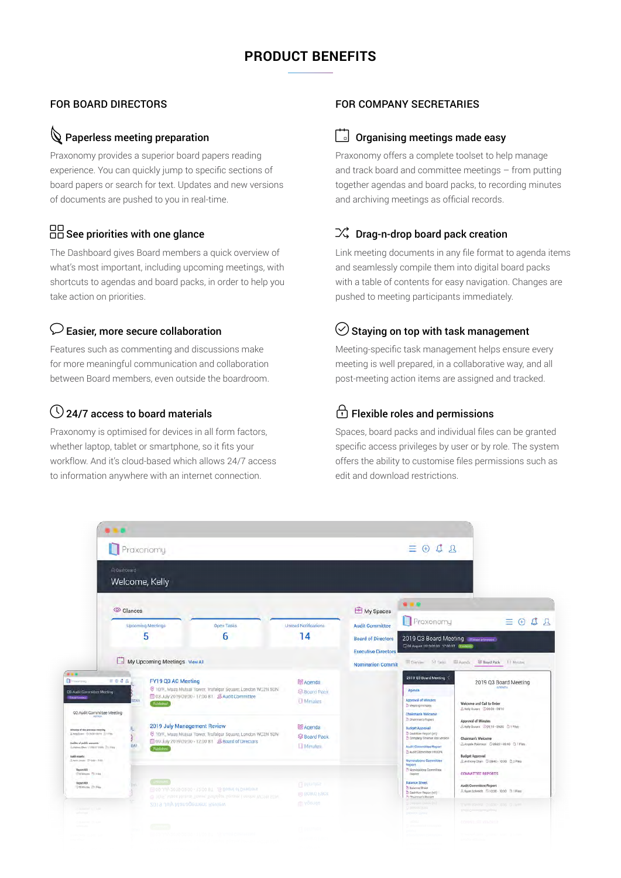# PRODUCT BENEFITS

## FOR BOARD DIRECTORS

### Paperless meeting preparation

Praxonomy provides a superior board papers reading experience. You can quickly jump to specific sections of board papers or search for text. Updates and new versions of documents are pushed to you in real-time.

### See priorities with one glance

The Dashboard gives Board members a quick overview of what's most important, including upcoming meetings, with shortcuts to agendas and board packs, in order to help you take action on priorities.

### Easier, more secure collaboration

Features such as commenting and discussions make for more meaningful communication and collaboration between Board members, even outside the boardroom.

### 24/7 access to board materials

Praxonomy is optimised for devices in all form factors, whether laptop, tablet or smartphone, so it fits your workflow. And it's cloud-based which allows 24/7 access to information anywhere with an internet connection.

## FOR COMPANY SECRETARIES

### Organising meetings made easy

Praxonomy offers a complete toolset to help manage and track board and committee meetings – from putting together agendas and board packs, to recording minutes and archiving meetings as official records.

### Drag-n-drop board pack creation

Link meeting documents in any file format to agenda items and seamlessly compile them into digital board packs with a table of contents for easy navigation. Changes are pushed to meeting participants immediately.

### Staying on top with task management

Meeting-specific task management helps ensure every meeting is well prepared, in a collaborative way, and all post-meeting action items are assigned and tracked.

### Flexible roles and permissions

Spaces, board packs and individual files can be granted specific access privileges by user or by role. The system offers the ability to customise files permissions such as edit and download restrictions.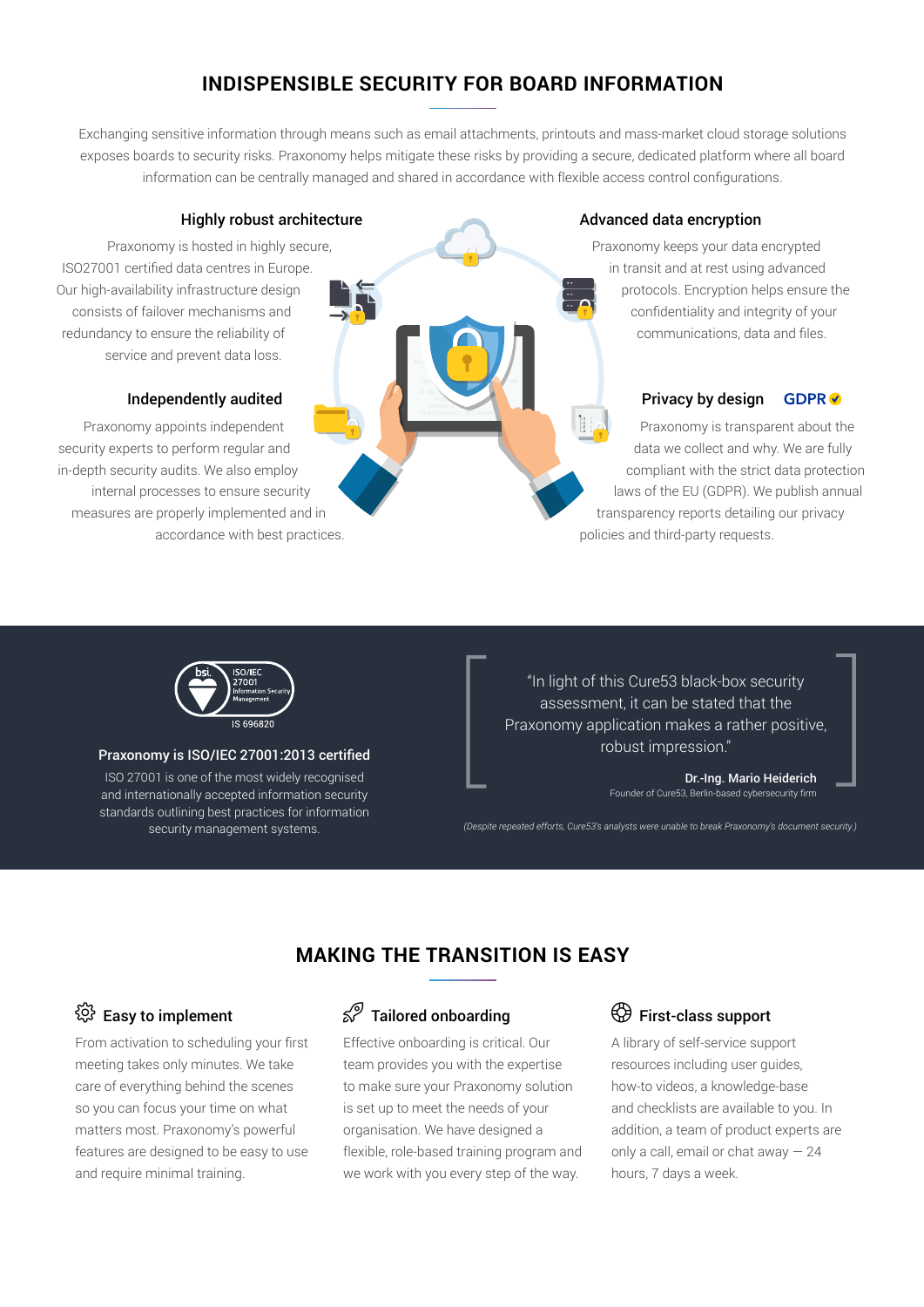## INDISPENSIBLE SECURITY FOR BOARD INFORMATION

Exchanging sensitive information through means such as email attachments, printouts and mass-market cloud storage solutions exposes boards to security risks. Praxonomy helps mitigate these risks by providing a secure, dedicated platform where all board information can be centrally managed and shared in accordance with flexible access control configurations.

### Highly robust architecture

Praxonomy is hosted in highly secure, ISO27001 certified data centres in Europe. Our high-availability infrastructure design consists of failover mechanisms and redundancy to ensure the reliability of service and prevent data loss.

### Advanced data encryption

Praxonomy keeps your data encrypted in transit and at rest using advanced protocols. Encryption helps ensure the confidentiality and integrity of your communications, data and files.

### Independently audited

Praxonomy appoints independent security experts to perform regular and in-depth security audits. We also employ internal processes to ensure security measures are properly implemented and in accordance with best practices.

### Privacy by design GDPR

Praxonomy is transparent about the data we collect and why. We are fully compliant with the strict data protection laws of the EU (GDPR). We publish annual transparency reports detailing our privacy policies and third-party requests.

bsi. ISO/IEC 27001 Information Security Management

IS 696820

**Praxonomy is ISO/IEC 27001:2013 certified**

ISO 27001 is one of the most widely recognised and internationally accepted information security standards outlining best practices for information security management systems.

> "In light of this Cure53 black-box security assessment, it can be stated that the Praxonomy application makes a rather positive, robust impression."
>
> **Dr.-Ing. Mario Heiderich**
> Founder of Cure53, Berlin-based cybersecurity firm

*(Despite repeated efforts, Cure53's analysts were unable to break Praxonomy's document security.)*

## MAKING THE TRANSITION IS EASY

### Easy to implement

From activation to scheduling your first meeting takes only minutes. We take care of everything behind the scenes so you can focus your time on what matters most. Praxonomy's powerful features are designed to be easy to use and require minimal training.

### Tailored onboarding

Effective onboarding is critical. Our team provides you with the expertise to make sure your Praxonomy solution is set up to meet the needs of your organisation. We have designed a flexible, role-based training program and we work with you every step of the way.

### First-class support

A library of self-service support resources including user guides, how-to videos, a knowledge-base and checklists are available to you. In addition, a team of product experts are only a call, email or chat away — 24 hours, 7 days a week.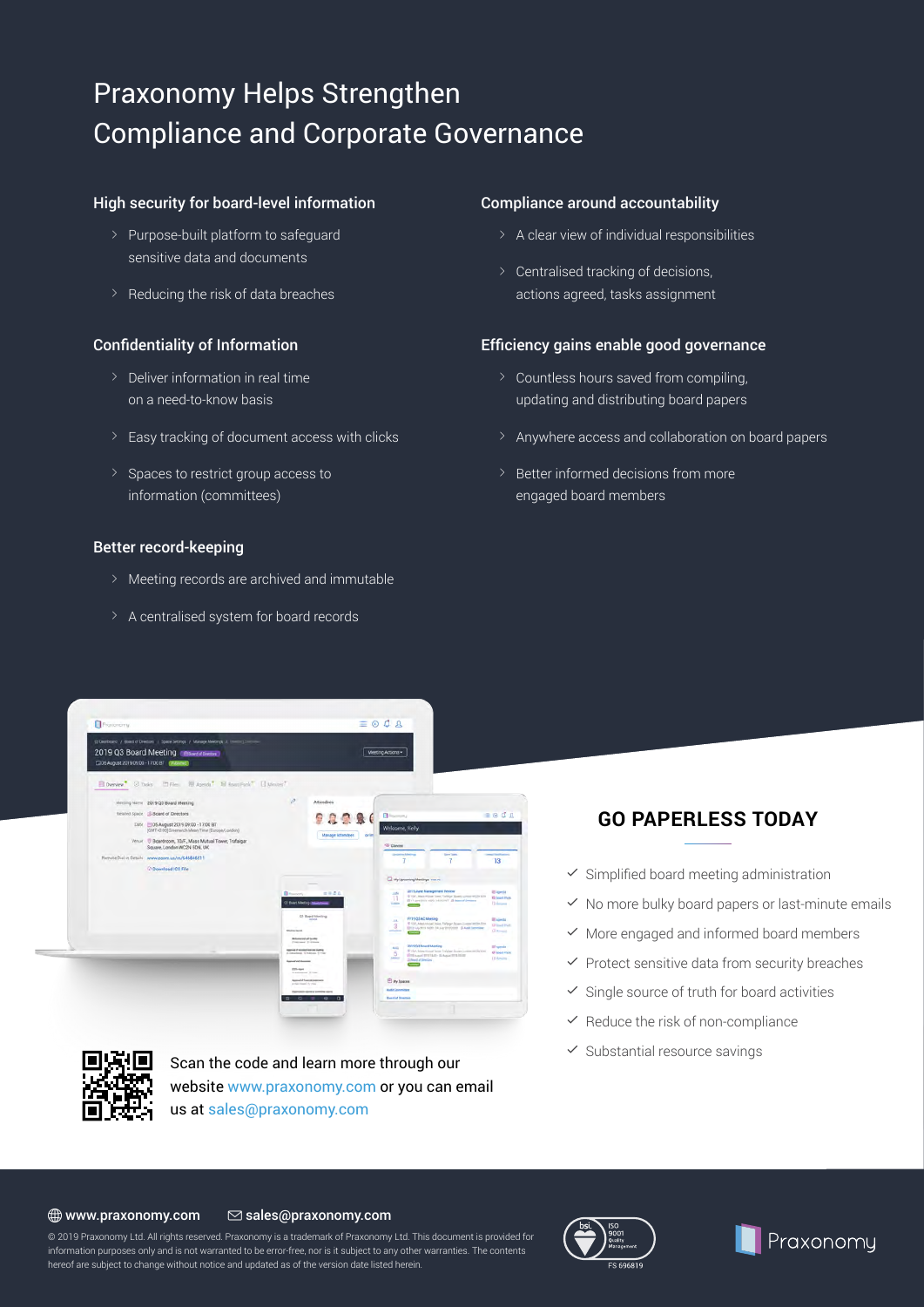# Praxonomy Helps Strengthen Compliance and Corporate Governance

### High security for board-level information

- Purpose-built platform to safeguard sensitive data and documents
- Reducing the risk of data breaches

### Confidentiality of Information

- Deliver information in real time on a need-to-know basis
- Easy tracking of document access with clicks
- Spaces to restrict group access to information (committees)

### Better record-keeping

- Meeting records are archived and immutable
- A centralised system for board records

### Compliance around accountability

- A clear view of individual responsibilities
- Centralised tracking of decisions, actions agreed, tasks assignment

### Efficiency gains enable good governance

- Countless hours saved from compiling, updating and distributing board papers
- Anywhere access and collaboration on board papers
- Better informed decisions from more engaged board members

## GO PAPERLESS TODAY

- ✓ Simplified board meeting administration
- ✓ No more bulky board papers or last-minute emails
- ✓ More engaged and informed board members
- ✓ Protect sensitive data from security breaches
- ✓ Single source of truth for board activities
- ✓ Reduce the risk of non-compliance
- ✓ Substantial resource savings

Scan the code and learn more through our website www.praxonomy.com or you can email us at sales@praxonomy.com

www.praxonomy.com sales@praxonomy.com

© 2019 Praxonomy Ltd. All rights reserved. Praxonomy is a trademark of Praxonomy Ltd. This document is provided for information purposes only and is not warranted to be error-free, nor is it subject to any other warranties. The contents hereof are subject to change without notice and updated as of the version date listed herein.

bsi. ISO 9001 Quality Management FS 696819

Praxonomy